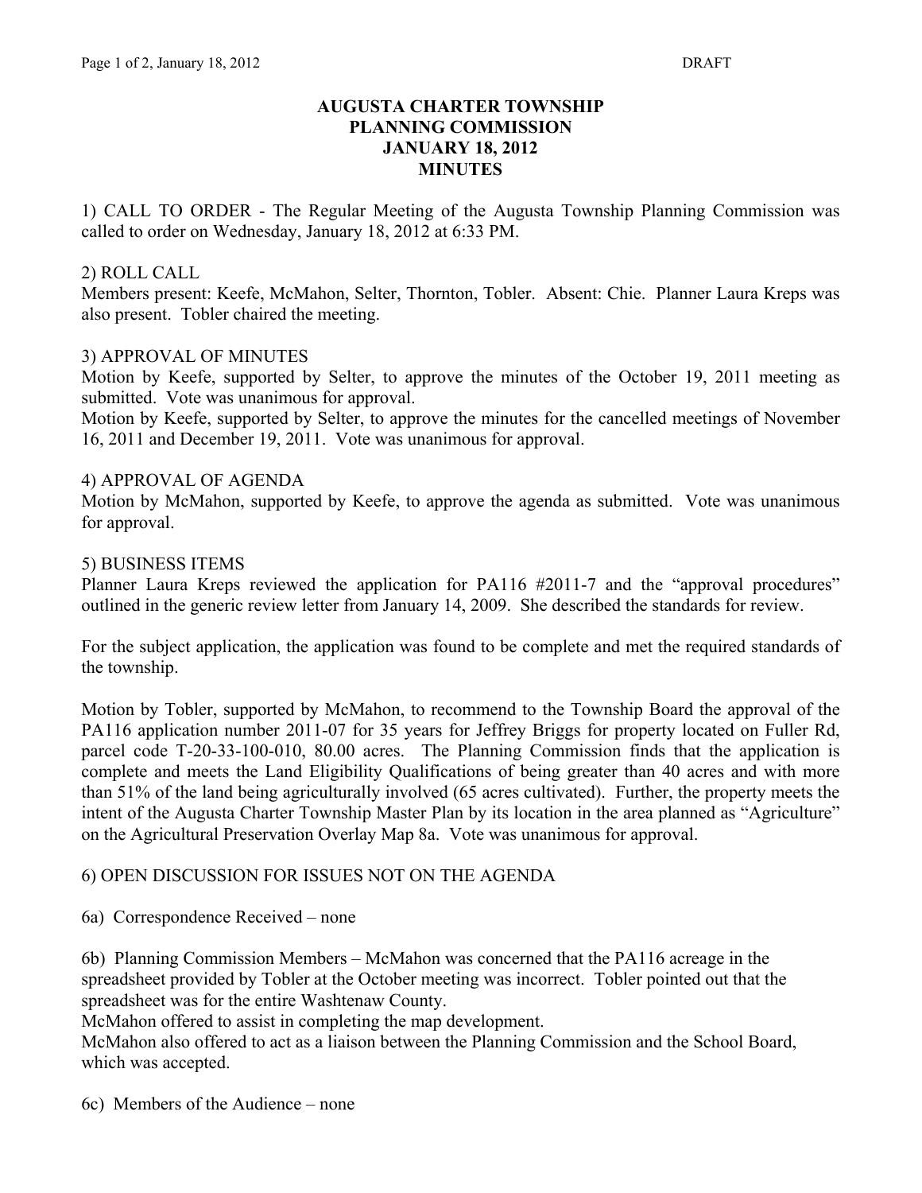# AUGUSTA CHARTER TOWNSHIP
# PLANNING COMMISSION
# JANUARY 18, 2012
# MINUTES

1) CALL TO ORDER - The Regular Meeting of the Augusta Township Planning Commission was called to order on Wednesday, January 18, 2012 at 6:33 PM.

2) ROLL CALL
Members present: Keefe, McMahon, Selter, Thornton, Tobler. Absent: Chie. Planner Laura Kreps was also present. Tobler chaired the meeting.

3) APPROVAL OF MINUTES
Motion by Keefe, supported by Selter, to approve the minutes of the October 19, 2011 meeting as submitted. Vote was unanimous for approval.
Motion by Keefe, supported by Selter, to approve the minutes for the cancelled meetings of November 16, 2011 and December 19, 2011. Vote was unanimous for approval.

4) APPROVAL OF AGENDA
Motion by McMahon, supported by Keefe, to approve the agenda as submitted. Vote was unanimous for approval.

5) BUSINESS ITEMS
Planner Laura Kreps reviewed the application for PA116 #2011-7 and the "approval procedures" outlined in the generic review letter from January 14, 2009. She described the standards for review.

For the subject application, the application was found to be complete and met the required standards of the township.

Motion by Tobler, supported by McMahon, to recommend to the Township Board the approval of the PA116 application number 2011-07 for 35 years for Jeffrey Briggs for property located on Fuller Rd, parcel code T-20-33-100-010, 80.00 acres. The Planning Commission finds that the application is complete and meets the Land Eligibility Qualifications of being greater than 40 acres and with more than 51% of the land being agriculturally involved (65 acres cultivated). Further, the property meets the intent of the Augusta Charter Township Master Plan by its location in the area planned as "Agriculture" on the Agricultural Preservation Overlay Map 8a. Vote was unanimous for approval.

6) OPEN DISCUSSION FOR ISSUES NOT ON THE AGENDA

6a) Correspondence Received – none

6b) Planning Commission Members – McMahon was concerned that the PA116 acreage in the spreadsheet provided by Tobler at the October meeting was incorrect. Tobler pointed out that the spreadsheet was for the entire Washtenaw County.
McMahon offered to assist in completing the map development.
McMahon also offered to act as a liaison between the Planning Commission and the School Board, which was accepted.

6c) Members of the Audience – none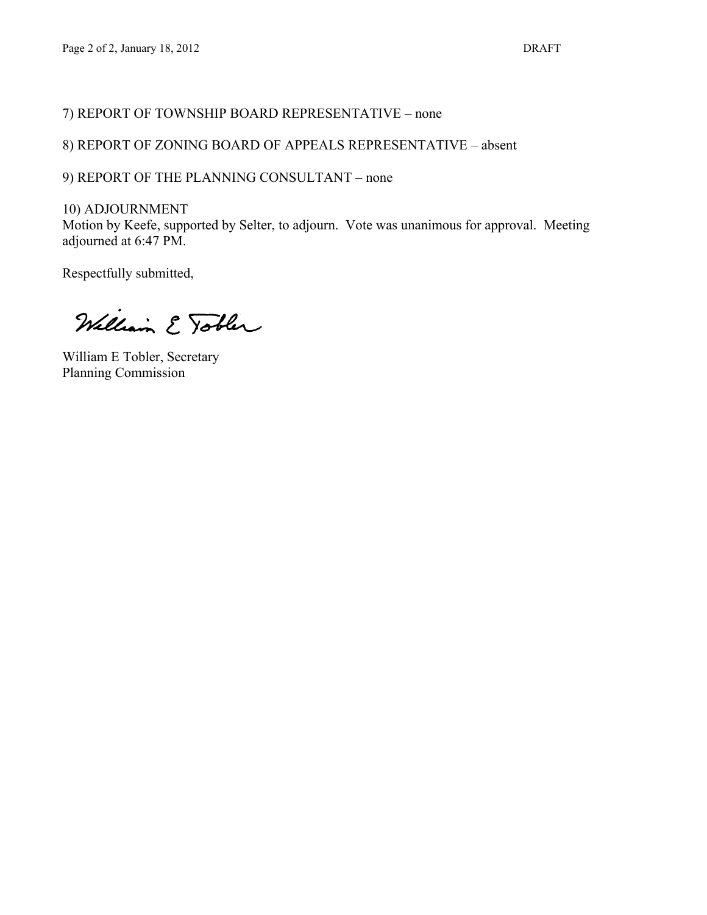7) REPORT OF TOWNSHIP BOARD REPRESENTATIVE – none

8) REPORT OF ZONING BOARD OF APPEALS REPRESENTATIVE – absent

9) REPORT OF THE PLANNING CONSULTANT – none

10) ADJOURNMENT
Motion by Keefe, supported by Selter, to adjourn. Vote was unanimous for approval. Meeting adjourned at 6:47 PM.

Respectfully submitted,

William E Tobler

William E Tobler, Secretary
Planning Commission